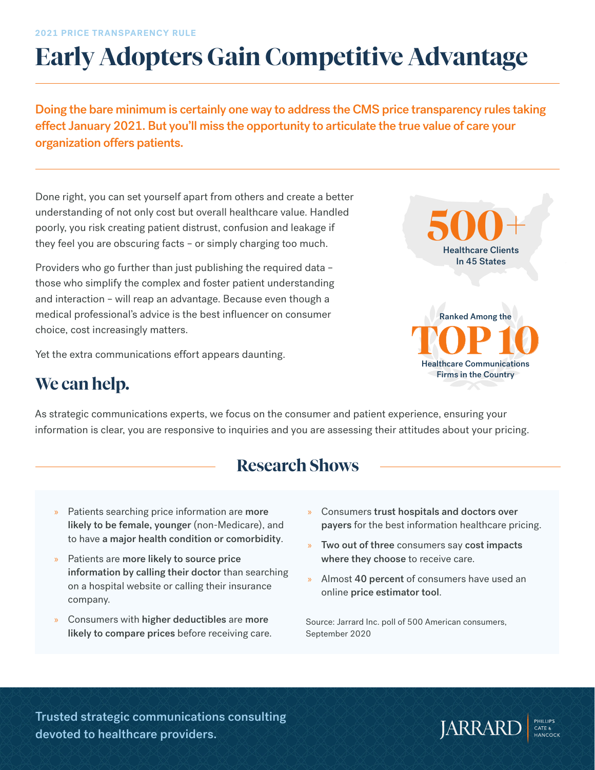2021 PRICE TRANSPARENCY RULE

# Early Adopters Gain Competitive Advantage

**Doing the bare minimum is certainly one way to address the CMS price transparency rules taking effect January 2021. But you'll miss the opportunity to articulate the true value of care your organization offers patients.**

Done right, you can set yourself apart from others and create a better understanding of not only cost but overall healthcare value. Handled poorly, you risk creating patient distrust, confusion and leakage if they feel you are obscuring facts – or simply charging too much.

Providers who go further than just publishing the required data – those who simplify the complex and foster patient understanding and interaction – will reap an advantage. Because even though a medical professional's advice is the best influencer on consumer choice, cost increasingly matters.

Yet the extra communications effort appears daunting.

**500+** Healthcare Clients In 45 States

Ranked Among the **TOP 10** Healthcare Communications Firms in the Country

## We can help.

As strategic communications experts, we focus on the consumer and patient experience, ensuring your information is clear, you are responsive to inquiries and you are assessing their attitudes about your pricing.

## Research Shows

- Patients searching price information are **more likely to be female, younger** (non-Medicare), and to have **a major health condition or comorbidity**.
- Patients are **more likely to source price information by calling their doctor** than searching on a hospital website or calling their insurance company.
- Consumers with **higher deductibles** are **more likely to compare prices** before receiving care.
- Consumers **trust hospitals and doctors over payers** for the best information healthcare pricing.
- **Two out of three** consumers say **cost impacts where they choose** to receive care.
- Almost **40 percent** of consumers have used an online **price estimator tool**.

Source: Jarrard Inc. poll of 500 American consumers, September 2020

Trusted strategic communications consulting devoted to healthcare providers.

JARRARD | PHILLIPS CATE & HANCOCK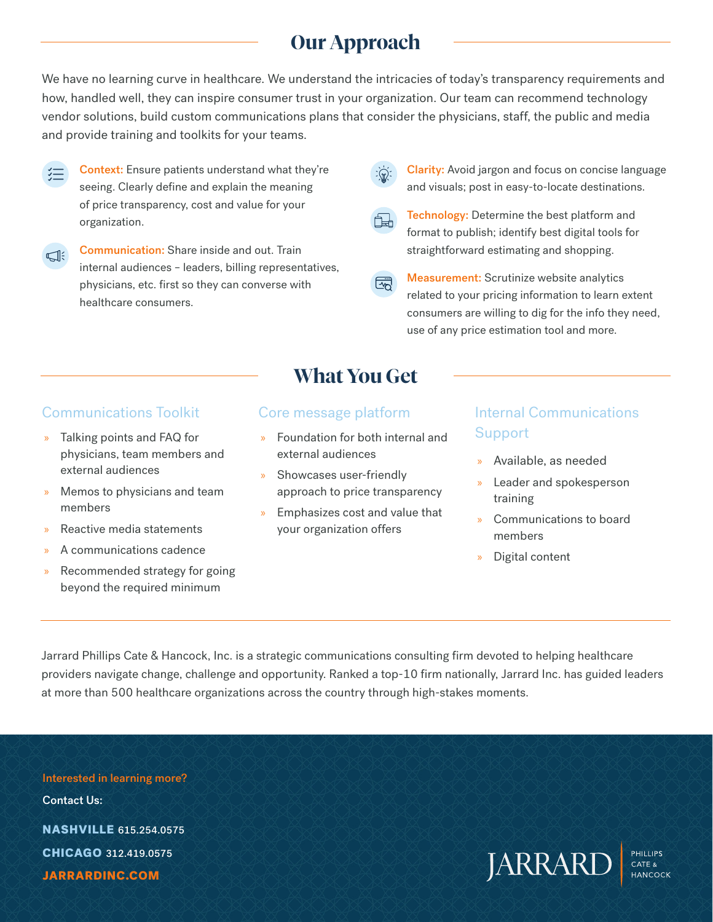## Our Approach

We have no learning curve in healthcare. We understand the intricacies of today's transparency requirements and how, handled well, they can inspire consumer trust in your organization. Our team can recommend technology vendor solutions, build custom communications plans that consider the physicians, staff, the public and media and provide training and toolkits for your teams.

**Context:** Ensure patients understand what they're seeing. Clearly define and explain the meaning of price transparency, cost and value for your organization.

**Communication:** Share inside and out. Train internal audiences – leaders, billing representatives, physicians, etc. first so they can converse with healthcare consumers.

**Clarity:** Avoid jargon and focus on concise language and visuals; post in easy-to-locate destinations.

**Technology:** Determine the best platform and format to publish; identify best digital tools for straightforward estimating and shopping.

**Measurement:** Scrutinize website analytics related to your pricing information to learn extent consumers are willing to dig for the info they need, use of any price estimation tool and more.

## What You Get

### Communications Toolkit

- Talking points and FAQ for physicians, team members and external audiences
- Memos to physicians and team members
- Reactive media statements
- A communications cadence
- Recommended strategy for going beyond the required minimum

### Core message platform

- Foundation for both internal and external audiences
- Showcases user-friendly approach to price transparency
- Emphasizes cost and value that your organization offers

### Internal Communications Support

- Available, as needed
- Leader and spokesperson training
- Communications to board members
- Digital content

---

Jarrard Phillips Cate & Hancock, Inc. is a strategic communications consulting firm devoted to helping healthcare providers navigate change, challenge and opportunity. Ranked a top-10 firm nationally, Jarrard Inc. has guided leaders at more than 500 healthcare organizations across the country through high-stakes moments.

**Interested in learning more?**

**Contact Us:**

**NASHVILLE** 615.254.0575

**CHICAGO** 312.419.0575

**JARRARDINC.COM**

JARRARD PHILLIPS CATE & HANCOCK